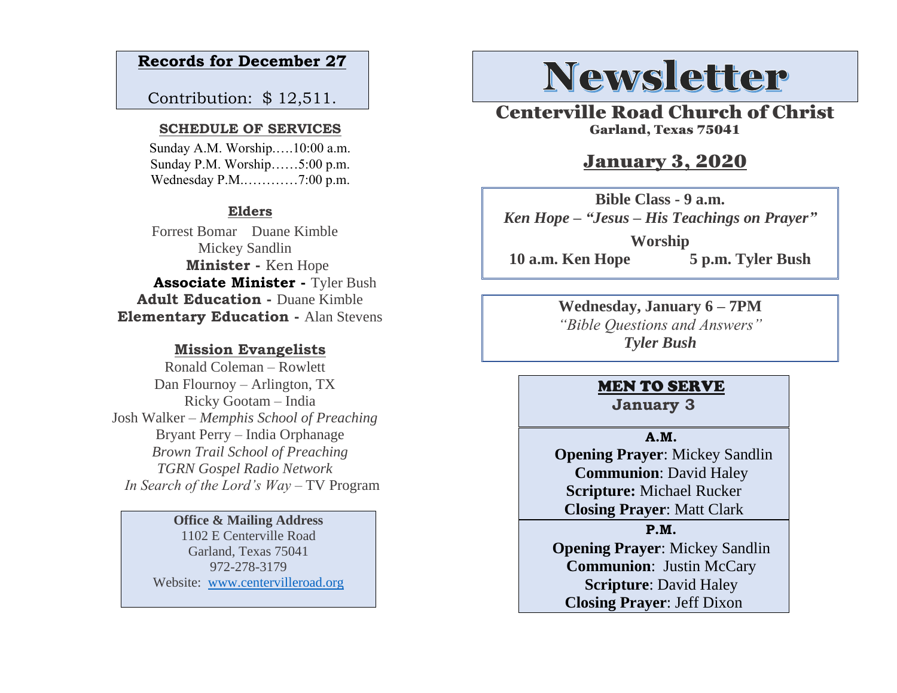## Records for December 27

Contribution: $ 12,511.

**SCHEDULE OF SERVICES**

Sunday A.M. Worship…..10:00 a.m.
Sunday P.M. Worship……5:00 p.m.
Wednesday P.M.…………7:00 p.m.

**Elders**

Forrest Bomar Duane Kimble
Mickey Sandlin

**Minister -** Ken Hope
**Associate Minister -** Tyler Bush
**Adult Education -** Duane Kimble
**Elementary Education -** Alan Stevens

**Mission Evangelists**

Ronald Coleman – Rowlett
Dan Flournoy – Arlington, TX
Ricky Gootam – India
Josh Walker – *Memphis School of Preaching*
Bryant Perry – India Orphanage
*Brown Trail School of Preaching*
*TGRN Gospel Radio Network*
*In Search of the Lord's Way* – TV Program

**Office & Mailing Address**
1102 E Centerville Road
Garland, Texas 75041
972-278-3179
Website: www.centervilleroad.org

# Newsletter

## Centerville Road Church of Christ
Garland, Texas 75041

## January 3, 2020

**Bible Class - 9 a.m.**
***Ken Hope – "Jesus – His Teachings on Prayer"***

**Worship**
**10 a.m. Ken Hope** **5 p.m. Tyler Bush**

**Wednesday, January 6 – 7PM**
*"Bible Questions and Answers"*
***Tyler Bush***

**MEN TO SERVE**
**January 3**

**A.M.**
**Opening Prayer**: Mickey Sandlin
**Communion**: David Haley
**Scripture:** Michael Rucker
**Closing Prayer**: Matt Clark

**P.M.**
**Opening Prayer**: Mickey Sandlin
**Communion**: Justin McCary
**Scripture**: David Haley
**Closing Prayer**: Jeff Dixon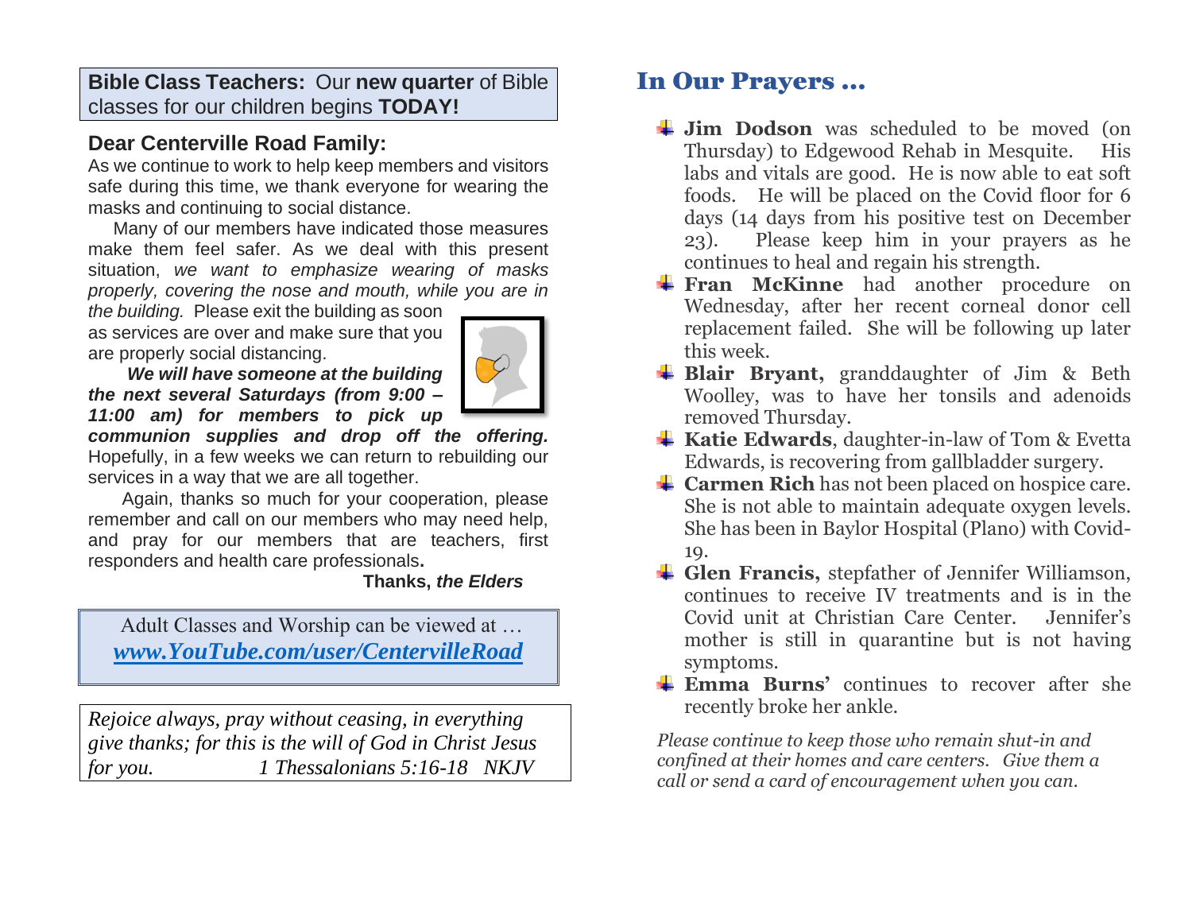**Bible Class Teachers:** Our **new quarter** of Bible classes for our children begins **TODAY!**

## Dear Centerville Road Family:

As we continue to work to help keep members and visitors safe during this time, we thank everyone for wearing the masks and continuing to social distance.

Many of our members have indicated those measures make them feel safer. As we deal with this present situation, *we want to emphasize wearing of masks properly, covering the nose and mouth, while you are in the building.* Please exit the building as soon as services are over and make sure that you are properly social distancing.

***We will have someone at the building the next several Saturdays (from 9:00 – 11:00 am) for members to pick up communion supplies and drop off the offering.*** Hopefully, in a few weeks we can return to rebuilding our services in a way that we are all together.

Again, thanks so much for your cooperation, please remember and call on our members who may need help, and pray for our members that are teachers, first responders and health care professionals**.**

**Thanks, *the Elders***

Adult Classes and Worship can be viewed at …
***www.YouTube.com/user/CentervilleRoad***

*Rejoice always, pray without ceasing, in everything give thanks; for this is the will of God in Christ Jesus for you. 1 Thessalonians 5:16-18 NKJV*

## In Our Prayers …

- **Jim Dodson** was scheduled to be moved (on Thursday) to Edgewood Rehab in Mesquite. His labs and vitals are good. He is now able to eat soft foods. He will be placed on the Covid floor for 6 days (14 days from his positive test on December 23). Please keep him in your prayers as he continues to heal and regain his strength.
- **Fran McKinne** had another procedure on Wednesday, after her recent corneal donor cell replacement failed. She will be following up later this week.
- **Blair Bryant,** granddaughter of Jim & Beth Woolley, was to have her tonsils and adenoids removed Thursday.
- **Katie Edwards**, daughter-in-law of Tom & Evetta Edwards, is recovering from gallbladder surgery.
- **Carmen Rich** has not been placed on hospice care. She is not able to maintain adequate oxygen levels. She has been in Baylor Hospital (Plano) with Covid-19.
- **Glen Francis,** stepfather of Jennifer Williamson, continues to receive IV treatments and is in the Covid unit at Christian Care Center. Jennifer's mother is still in quarantine but is not having symptoms.
- **Emma Burns'** continues to recover after she recently broke her ankle.

*Please continue to keep those who remain shut-in and confined at their homes and care centers. Give them a call or send a card of encouragement when you can.*